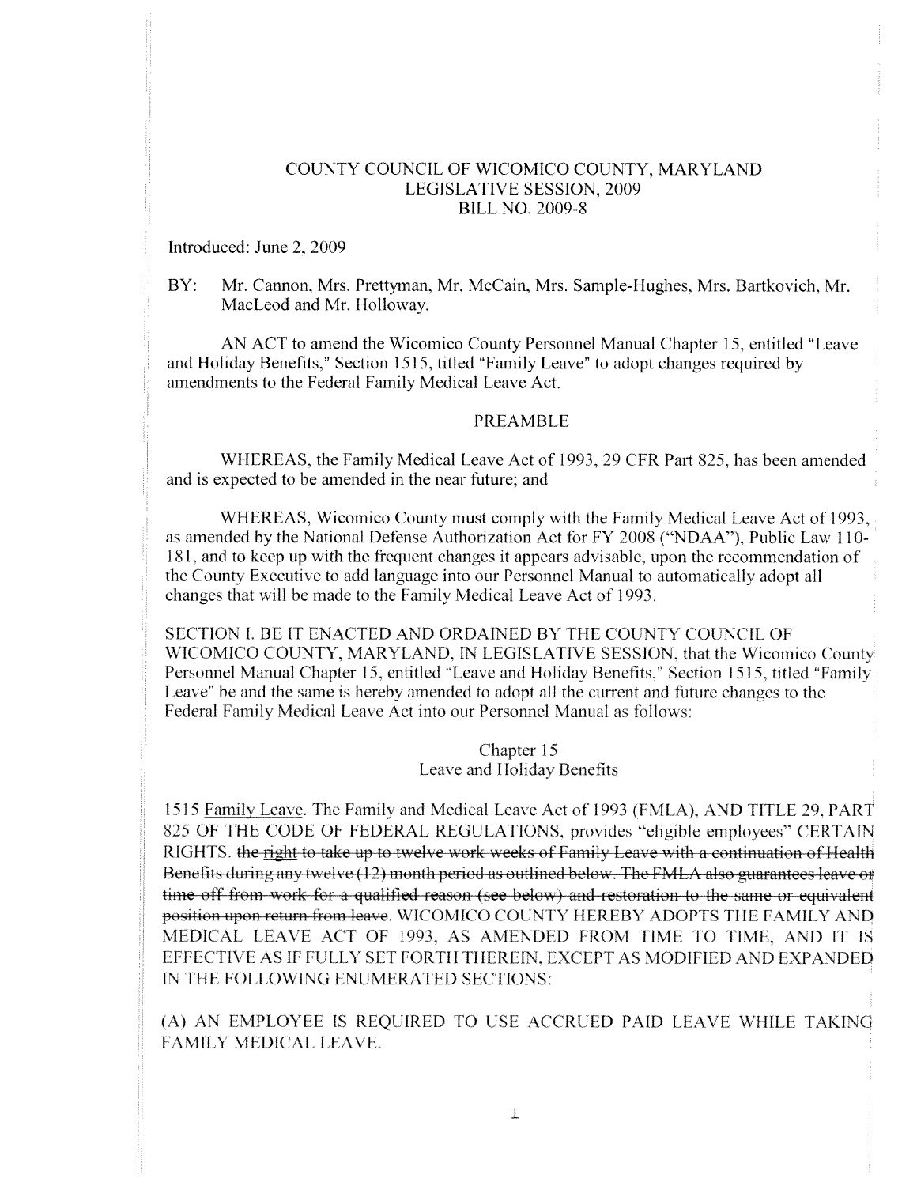COUNTY COUNCIL OF WICOMICO COUNTY, MARYLAND
LEGISLATIVE SESSION, 2009
BILL NO. 2009-8

Introduced: June 2, 2009

BY: Mr. Cannon, Mrs. Prettyman, Mr. McCain, Mrs. Sample-Hughes, Mrs. Bartkovich, Mr. MacLeod and Mr. Holloway.

AN ACT to amend the Wicomico County Personnel Manual Chapter 15, entitled "Leave and Holiday Benefits," Section 1515, titled "Family Leave" to adopt changes required by amendments to the Federal Family Medical Leave Act.

PREAMBLE

WHEREAS, the Family Medical Leave Act of 1993, 29 CFR Part 825, has been amended and is expected to be amended in the near future; and

WHEREAS, Wicomico County must comply with the Family Medical Leave Act of 1993, as amended by the National Defense Authorization Act for FY 2008 ("NDAA"), Public Law 110-181, and to keep up with the frequent changes it appears advisable, upon the recommendation of the County Executive to add language into our Personnel Manual to automatically adopt all changes that will be made to the Family Medical Leave Act of 1993.

SECTION I. BE IT ENACTED AND ORDAINED BY THE COUNTY COUNCIL OF WICOMICO COUNTY, MARYLAND, IN LEGISLATIVE SESSION, that the Wicomico County Personnel Manual Chapter 15, entitled "Leave and Holiday Benefits," Section 1515, titled "Family Leave" be and the same is hereby amended to adopt all the current and future changes to the Federal Family Medical Leave Act into our Personnel Manual as follows:

Chapter 15
Leave and Holiday Benefits

1515 Family Leave. The Family and Medical Leave Act of 1993 (FMLA), AND TITLE 29, PART 825 OF THE CODE OF FEDERAL REGULATIONS, provides "eligible employees" CERTAIN RIGHTS. ~~the right to take up to twelve work weeks of Family Leave with a continuation of Health Benefits during any twelve (12) month period as outlined below. The FMLA also guarantees leave or time off from work for a qualified reason (see below) and restoration to the same or equivalent position upon return from leave.~~ WICOMICO COUNTY HEREBY ADOPTS THE FAMILY AND MEDICAL LEAVE ACT OF 1993, AS AMENDED FROM TIME TO TIME, AND IT IS EFFECTIVE AS IF FULLY SET FORTH THEREIN, EXCEPT AS MODIFIED AND EXPANDED IN THE FOLLOWING ENUMERATED SECTIONS:

(A) AN EMPLOYEE IS REQUIRED TO USE ACCRUED PAID LEAVE WHILE TAKING FAMILY MEDICAL LEAVE.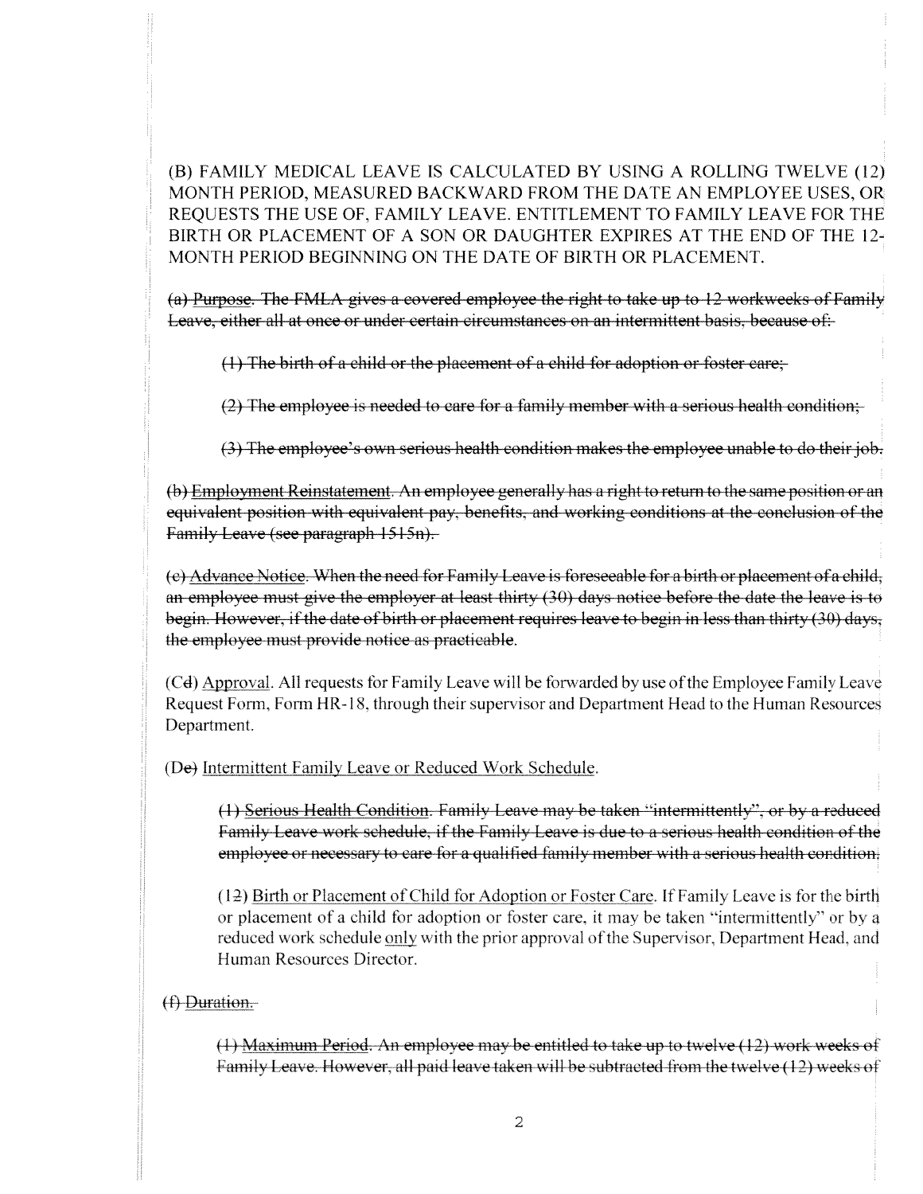(B) FAMILY MEDICAL LEAVE IS CALCULATED BY USING A ROLLING TWELVE (12) MONTH PERIOD, MEASURED BACKWARD FROM THE DATE AN EMPLOYEE USES, OR REQUESTS THE USE OF, FAMILY LEAVE. ENTITLEMENT TO FAMILY LEAVE FOR THE BIRTH OR PLACEMENT OF A SON OR DAUGHTER EXPIRES AT THE END OF THE 12-MONTH PERIOD BEGINNING ON THE DATE OF BIRTH OR PLACEMENT.

~~(a) Purpose. The FMLA gives a covered employee the right to take up to 12 workweeks of Family Leave, either all at once or under certain circumstances on an intermittent basis, because of:~~

> ~~(1) The birth of a child or the placement of a child for adoption or foster care;~~
>
> ~~(2) The employee is needed to care for a family member with a serious health condition;~~
>
> ~~(3) The employee's own serious health condition makes the employee unable to do their job.~~

~~(b) Employment Reinstatement. An employee generally has a right to return to the same position or an equivalent position with equivalent pay, benefits, and working conditions at the conclusion of the Family Leave (see paragraph 1515n).~~

~~(c) Advance Notice. When the need for Family Leave is foreseeable for a birth or placement of a child, an employee must give the employer at least thirty (30) days notice before the date the leave is to begin. However, if the date of birth or placement requires leave to begin in less than thirty (30) days, the employee must provide notice as practicable.~~

(C~~d~~) Approval. All requests for Family Leave will be forwarded by use of the Employee Family Leave Request Form, Form HR-18, through their supervisor and Department Head to the Human Resources Department.

(D~~e~~) Intermittent Family Leave or Reduced Work Schedule.

> ~~(1) Serious Health Condition. Family Leave may be taken "intermittently", or by a reduced Family Leave work schedule, if the Family Leave is due to a serious health condition of the employee or necessary to care for a qualified family member with a serious health condition.~~
>
> (1~~2~~) Birth or Placement of Child for Adoption or Foster Care. If Family Leave is for the birth or placement of a child for adoption or foster care, it may be taken "intermittently" or by a reduced work schedule only with the prior approval of the Supervisor, Department Head, and Human Resources Director.

~~(f) Duration.~~

> ~~(1) Maximum Period. An employee may be entitled to take up to twelve (12) work weeks of Family Leave. However, all paid leave taken will be subtracted from the twelve (12) weeks of~~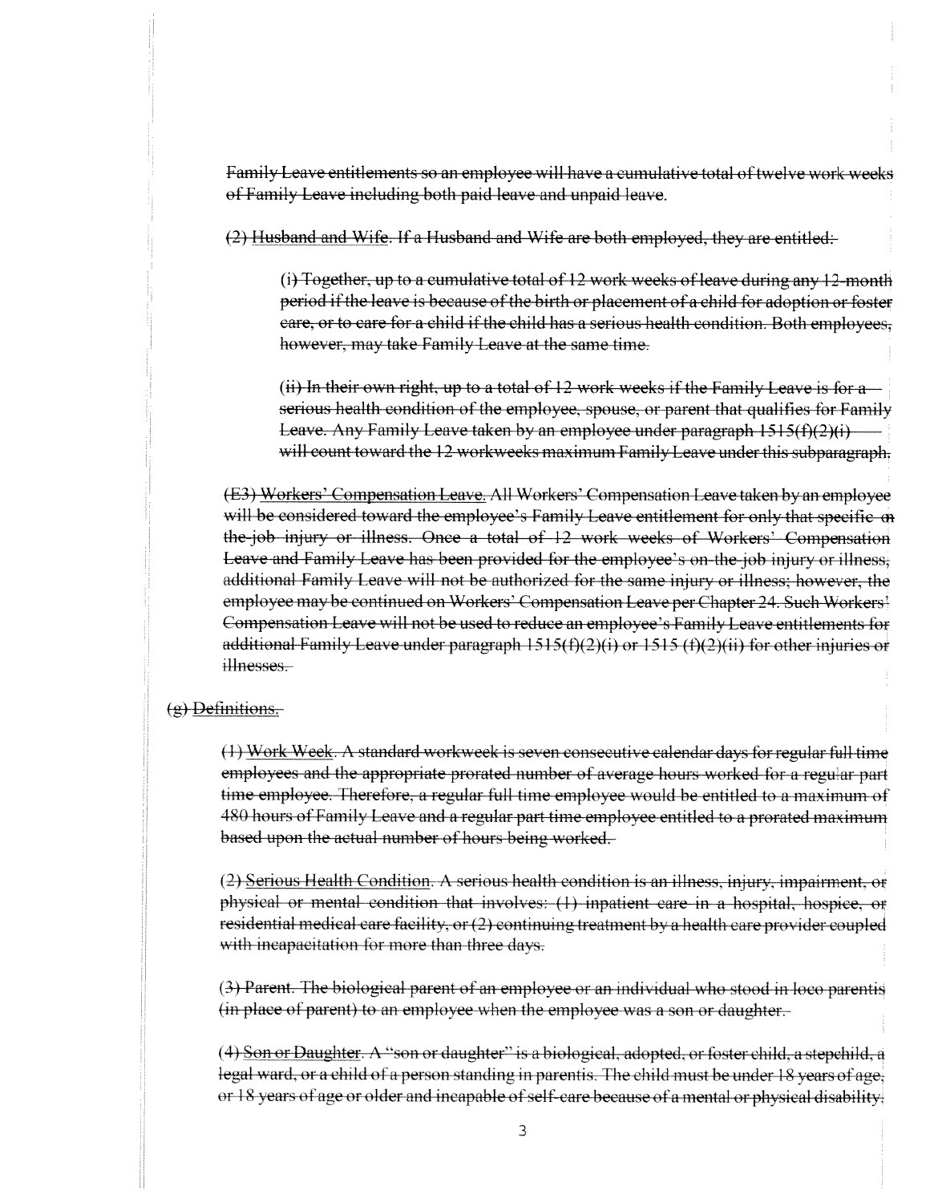~~Family Leave entitlements so an employee will have a cumulative total of twelve work weeks of Family Leave including both paid leave and unpaid leave.~~

~~(2) Husband and Wife. If a Husband and Wife are both employed, they are entitled:~~

~~(i) Together, up to a cumulative total of 12 work weeks of leave during any 12-month period if the leave is because of the birth or placement of a child for adoption or foster care, or to care for a child if the child has a serious health condition. Both employees, however, may take Family Leave at the same time.~~

~~(ii) In their own right, up to a total of 12 work weeks if the Family Leave is for a serious health condition of the employee, spouse, or parent that qualifies for Family Leave. Any Family Leave taken by an employee under paragraph 1515(f)(2)(i) will count toward the 12 workweeks maximum Family Leave under this subparagraph.~~

~~(E3) Workers' Compensation Leave. All Workers' Compensation Leave taken by an employee will be considered toward the employee's Family Leave entitlement for only that specific on the-job injury or illness. Once a total of 12 work weeks of Workers' Compensation Leave and Family Leave has been provided for the employee's on-the-job injury or illness, additional Family Leave will not be authorized for the same injury or illness; however, the employee may be continued on Workers' Compensation Leave per Chapter 24. Such Workers' Compensation Leave will not be used to reduce an employee's Family Leave entitlements for additional Family Leave under paragraph 1515(f)(2)(i) or 1515 (f)(2)(ii) for other injuries or illnesses.~~

~~(g) Definitions.~~

~~(1) Work Week. A standard workweek is seven consecutive calendar days for regular full time employees and the appropriate prorated number of average hours worked for a regular part time employee. Therefore, a regular full time employee would be entitled to a maximum of 480 hours of Family Leave and a regular part time employee entitled to a prorated maximum based upon the actual number of hours being worked.~~

~~(2) Serious Health Condition. A serious health condition is an illness, injury, impairment, or physical or mental condition that involves: (1) inpatient care in a hospital, hospice, or residential medical care facility, or (2) continuing treatment by a health care provider coupled with incapacitation for more than three days.~~

~~(3) Parent. The biological parent of an employee or an individual who stood in loco parentis (in place of parent) to an employee when the employee was a son or daughter.~~

~~(4) Son or Daughter. A "son or daughter" is a biological, adopted, or foster child, a stepchild, a legal ward, or a child of a person standing in parentis. The child must be under 18 years of age, or 18 years of age or older and incapable of self-care because of a mental or physical disability.~~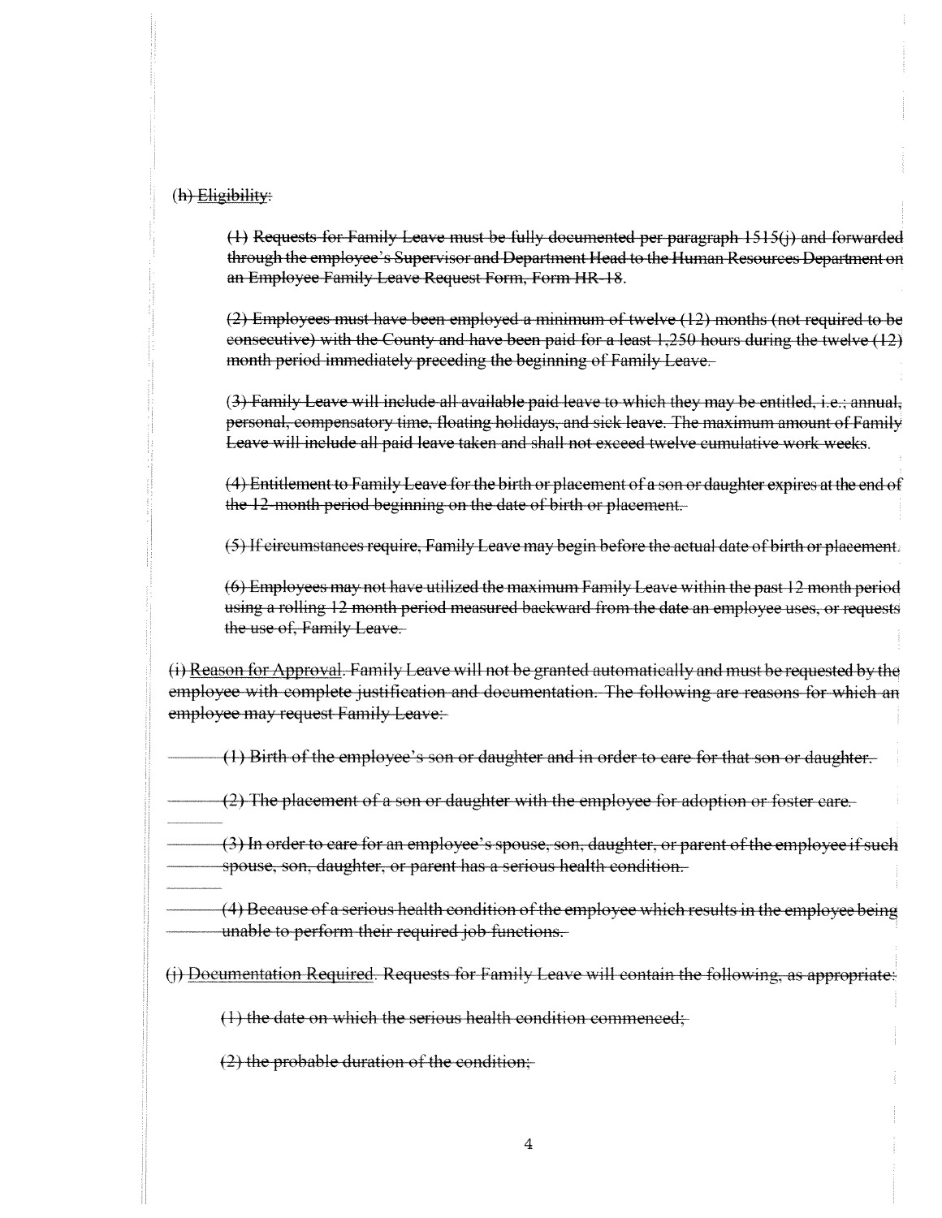~~(h) Eligibility:~~

~~(1) Requests for Family Leave must be fully documented per paragraph 1515(j) and forwarded through the employee's Supervisor and Department Head to the Human Resources Department on an Employee Family Leave Request Form, Form HR-18.~~

~~(2) Employees must have been employed a minimum of twelve (12) months (not required to be consecutive) with the County and have been paid for a least 1,250 hours during the twelve (12) month period immediately preceding the beginning of Family Leave.~~

~~(3) Family Leave will include all available paid leave to which they may be entitled, i.e.; annual, personal, compensatory time, floating holidays, and sick leave. The maximum amount of Family Leave will include all paid leave taken and shall not exceed twelve cumulative work weeks.~~

~~(4) Entitlement to Family Leave for the birth or placement of a son or daughter expires at the end of the 12-month period beginning on the date of birth or placement.~~

~~(5) If circumstances require, Family Leave may begin before the actual date of birth or placement.~~

~~(6) Employees may not have utilized the maximum Family Leave within the past 12 month period using a rolling 12 month period measured backward from the date an employee uses, or requests the use of, Family Leave.~~

~~(i) Reason for Approval. Family Leave will not be granted automatically and must be requested by the employee with complete justification and documentation. The following are reasons for which an employee may request Family Leave:~~

~~(1) Birth of the employee's son or daughter and in order to care for that son or daughter.~~

~~(2) The placement of a son or daughter with the employee for adoption or foster care.~~

~~(3) In order to care for an employee's spouse, son, daughter, or parent of the employee if such spouse, son, daughter, or parent has a serious health condition.~~

~~(4) Because of a serious health condition of the employee which results in the employee being unable to perform their required job functions.~~

~~(j) Documentation Required. Requests for Family Leave will contain the following, as appropriate:~~

~~(1) the date on which the serious health condition commenced;~~

~~(2) the probable duration of the condition;~~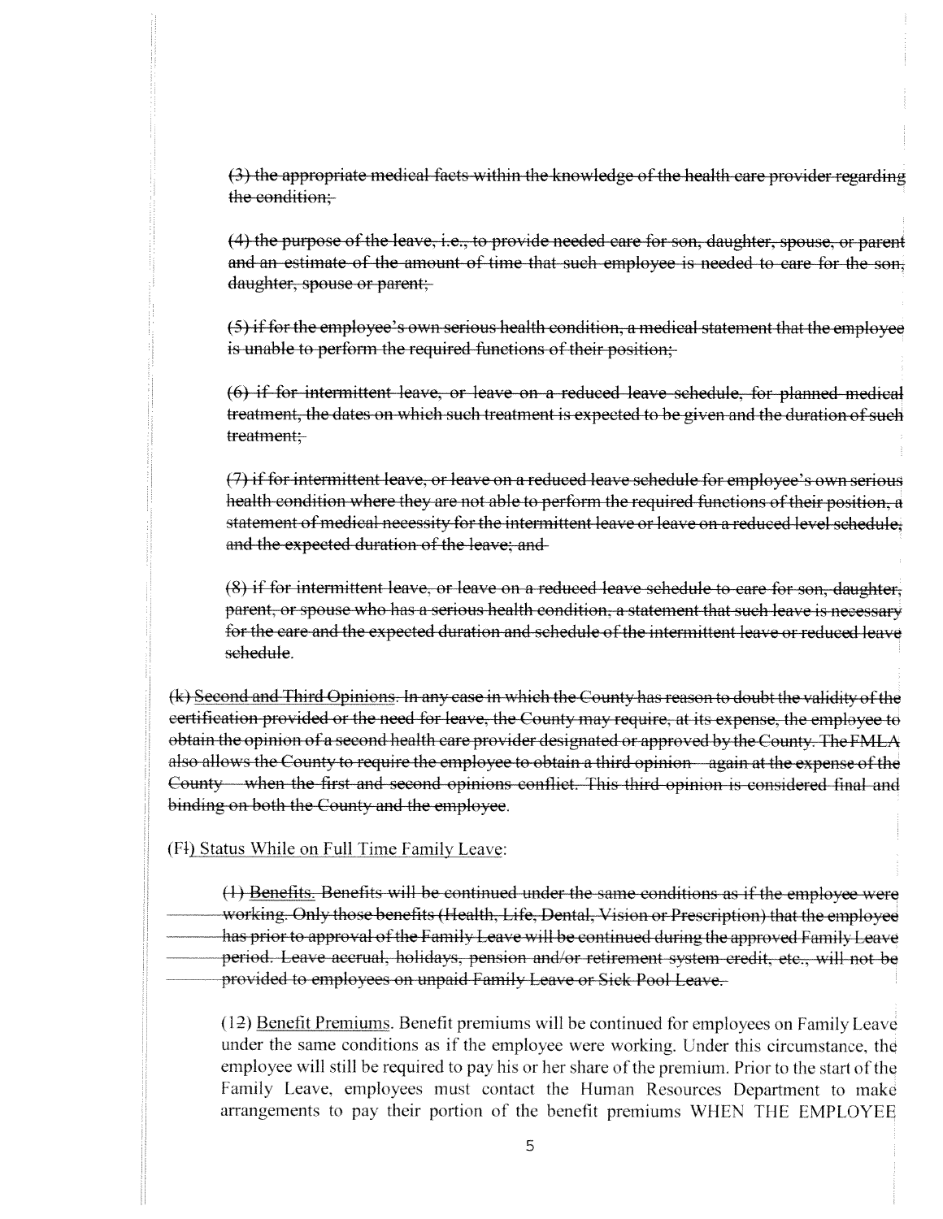~~(3) the appropriate medical facts within the knowledge of the health care provider regarding the condition;~~

~~(4) the purpose of the leave, i.e., to provide needed care for son, daughter, spouse, or parent and an estimate of the amount of time that such employee is needed to care for the son, daughter, spouse or parent;~~

~~(5) if for the employee's own serious health condition, a medical statement that the employee is unable to perform the required functions of their position;~~

~~(6) if for intermittent leave, or leave on a reduced leave schedule, for planned medical treatment, the dates on which such treatment is expected to be given and the duration of such treatment;~~

~~(7) if for intermittent leave, or leave on a reduced leave schedule for employee's own serious health condition where they are not able to perform the required functions of their position, a statement of medical necessity for the intermittent leave or leave on a reduced level schedule, and the expected duration of the leave; and~~

~~(8) if for intermittent leave, or leave on a reduced leave schedule to care for son, daughter, parent, or spouse who has a serious health condition, a statement that such leave is necessary for the care and the expected duration and schedule of the intermittent leave or reduced leave schedule.~~

~~(k) Second and Third Opinions. In any case in which the County has reason to doubt the validity of the certification provided or the need for leave, the County may require, at its expense, the employee to obtain the opinion of a second health care provider designated or approved by the County. The FMLA also allows the County to require the employee to obtain a third opinion – again at the expense of the County – when the first and second opinions conflict. This third opinion is considered final and binding on both the County and the employee.~~

(F~~l~~) Status While on Full Time Family Leave:

~~(1) Benefits. Benefits will be continued under the same conditions as if the employee were working. Only those benefits (Health, Life, Dental, Vision or Prescription) that the employee has prior to approval of the Family Leave will be continued during the approved Family Leave period. Leave accrual, holidays, pension and/or retirement system credit, etc., will not be provided to employees on unpaid Family Leave or Sick Pool Leave.~~

(1~~2~~) Benefit Premiums. Benefit premiums will be continued for employees on Family Leave under the same conditions as if the employee were working. Under this circumstance, the employee will still be required to pay his or her share of the premium. Prior to the start of the Family Leave, employees must contact the Human Resources Department to make arrangements to pay their portion of the benefit premiums WHEN THE EMPLOYEE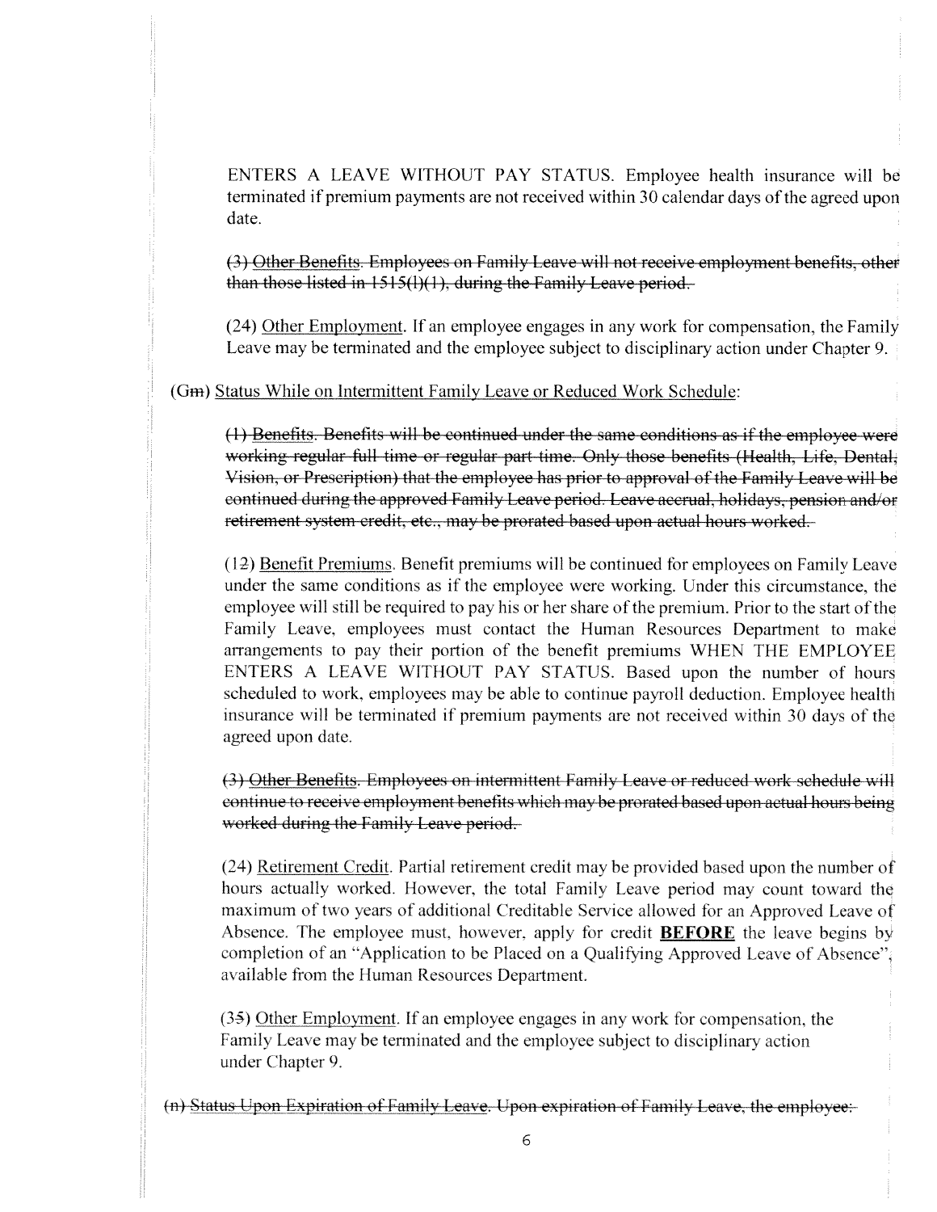ENTERS A LEAVE WITHOUT PAY STATUS. Employee health insurance will be terminated if premium payments are not received within 30 calendar days of the agreed upon date.

~~(3) Other Benefits. Employees on Family Leave will not receive employment benefits, other than those listed in 1515(l)(1), during the Family Leave period.~~

(2~~4~~) <u>Other Employment</u>. If an employee engages in any work for compensation, the Family Leave may be terminated and the employee subject to disciplinary action under Chapter 9.

(G~~m~~) <u>Status While on Intermittent Family Leave or Reduced Work Schedule</u>:

~~(1) Benefits. Benefits will be continued under the same conditions as if the employee were working regular full-time or regular part-time. Only those benefits (Health, Life, Dental, Vision, or Prescription) that the employee has prior to approval of the Family Leave will be continued during the approved Family Leave period. Leave accrual, holidays, pension and/or retirement system credit, etc., may be prorated based upon actual hours worked.~~

(1~~2~~) <u>Benefit Premiums</u>. Benefit premiums will be continued for employees on Family Leave under the same conditions as if the employee were working. Under this circumstance, the employee will still be required to pay his or her share of the premium. Prior to the start of the Family Leave, employees must contact the Human Resources Department to make arrangements to pay their portion of the benefit premiums WHEN THE EMPLOYEE ENTERS A LEAVE WITHOUT PAY STATUS. Based upon the number of hours scheduled to work, employees may be able to continue payroll deduction. Employee health insurance will be terminated if premium payments are not received within 30 days of the agreed upon date.

~~(3) Other Benefits. Employees on intermittent Family Leave or reduced work schedule will continue to receive employment benefits which may be prorated based upon actual hours being worked during the Family Leave period.~~

(2~~4~~) <u>Retirement Credit</u>. Partial retirement credit may be provided based upon the number of hours actually worked. However, the total Family Leave period may count toward the maximum of two years of additional Creditable Service allowed for an Approved Leave of Absence. The employee must, however, apply for credit **<u>BEFORE</u>** the leave begins by completion of an "Application to be Placed on a Qualifying Approved Leave of Absence", available from the Human Resources Department.

(3~~5~~) <u>Other Employment</u>. If an employee engages in any work for compensation, the Family Leave may be terminated and the employee subject to disciplinary action under Chapter 9.

~~(n) Status Upon Expiration of Family Leave. Upon expiration of Family Leave, the employee:~~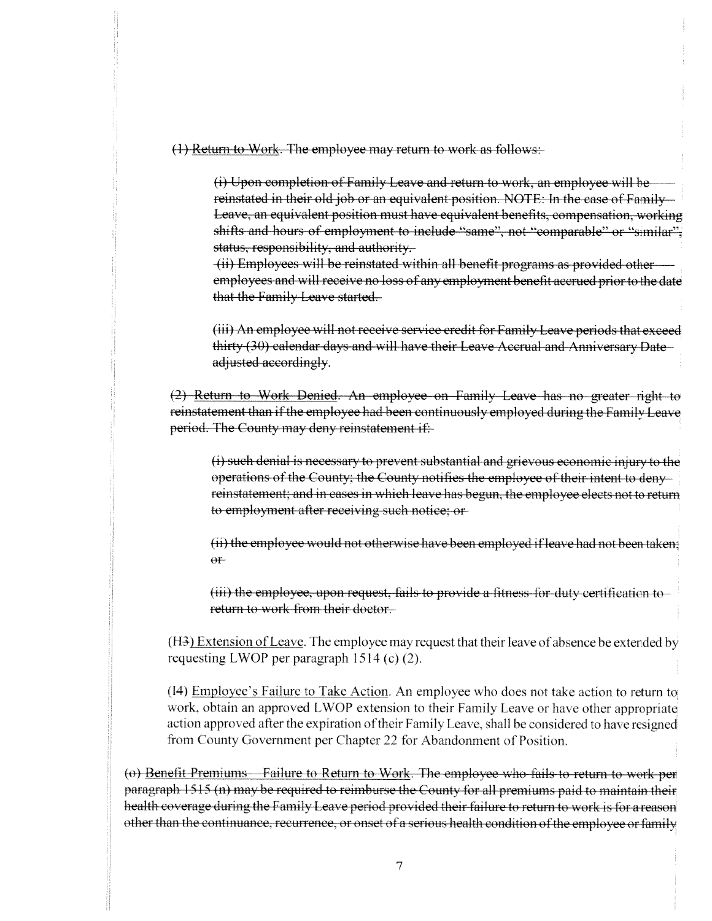~~(1) Return to Work. The employee may return to work as follows:~~

~~(i) Upon completion of Family Leave and return to work, an employee will be reinstated in their old job or an equivalent position. NOTE: In the case of Family Leave, an equivalent position must have equivalent benefits, compensation, working shifts and hours of employment to include "same", not "comparable" or "similar"; status, responsibility, and authority.~~

~~(ii) Employees will be reinstated within all benefit programs as provided other employees and will receive no loss of any employment benefit accrued prior to the date that the Family Leave started.~~

~~(iii) An employee will not receive service credit for Family Leave periods that exceed thirty (30) calendar days and will have their Leave Accrual and Anniversary Date adjusted accordingly.~~

~~(2) Return to Work Denied. An employee on Family Leave has no greater right to reinstatement than if the employee had been continuously employed during the Family Leave period. The County may deny reinstatement if:~~

~~(i) such denial is necessary to prevent substantial and grievous economic injury to the operations of the County; the County notifies the employee of their intent to deny reinstatement; and in cases in which leave has begun, the employee elects not to return to employment after receiving such notice; or~~

~~(ii) the employee would not otherwise have been employed if leave had not been taken; or~~

~~(iii) the employee, upon request, fails to provide a fitness-for-duty certification to return to work from their doctor.~~

(~~H3~~) Extension of Leave. The employee may request that their leave of absence be extended by requesting LWOP per paragraph 1514 (c) (2).

(I4) Employee's Failure to Take Action. An employee who does not take action to return to work, obtain an approved LWOP extension to their Family Leave or have other appropriate action approved after the expiration of their Family Leave, shall be considered to have resigned from County Government per Chapter 22 for Abandonment of Position.

~~(o) Benefit Premiums – Failure to Return to Work. The employee who fails to return to work per paragraph 1515 (n) may be required to reimburse the County for all premiums paid to maintain their health coverage during the Family Leave period provided their failure to return to work is for a reason other than the continuance, recurrence, or onset of a serious health condition of the employee or family~~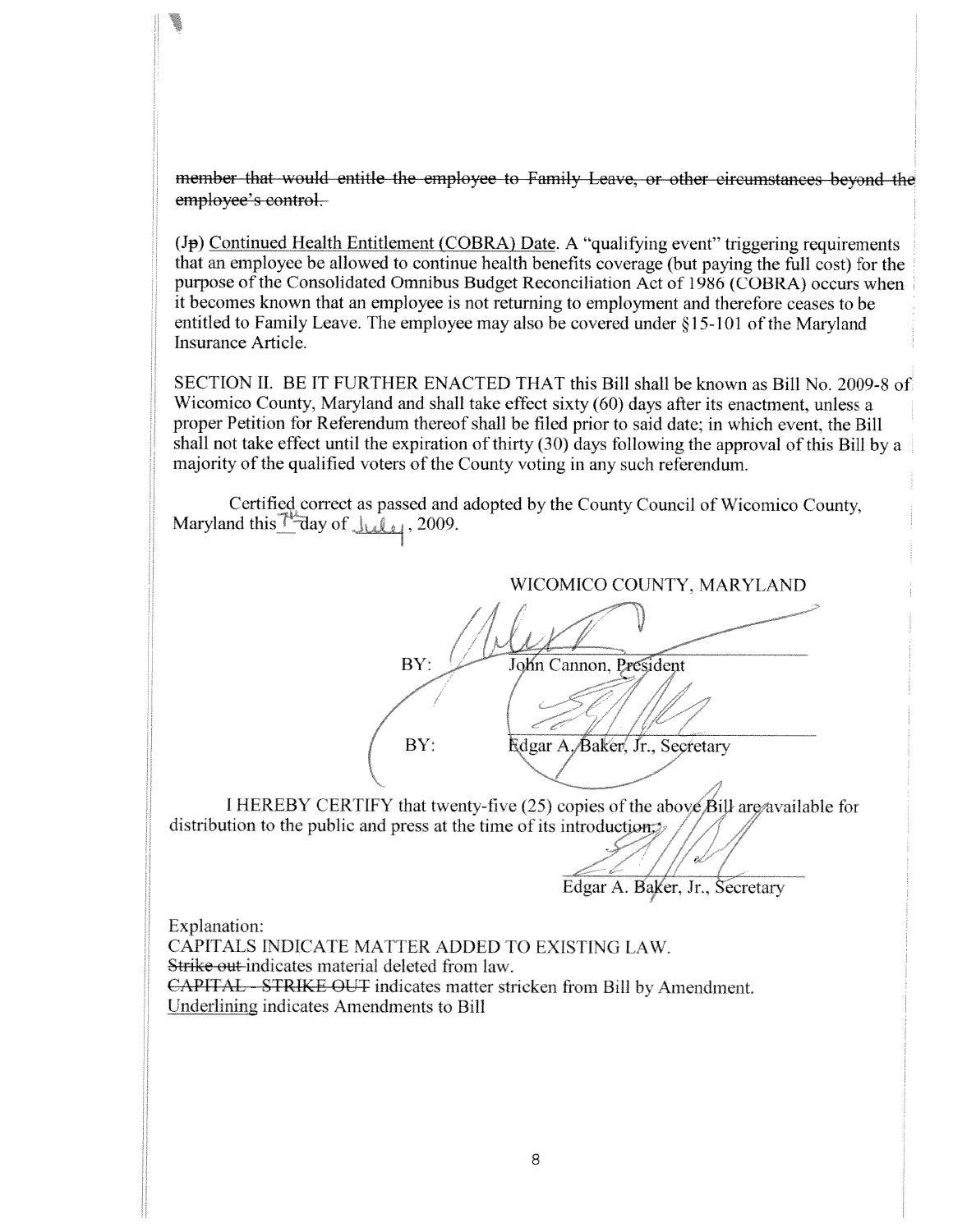~~member that would entitle the employee to Family Leave, or other circumstances beyond the employee's control.~~

(J~~p~~) <u>Continued Health Entitlement (COBRA) Date</u>. A "qualifying event" triggering requirements that an employee be allowed to continue health benefits coverage (but paying the full cost) for the purpose of the Consolidated Omnibus Budget Reconciliation Act of 1986 (COBRA) occurs when it becomes known that an employee is not returning to employment and therefore ceases to be entitled to Family Leave. The employee may also be covered under §15-101 of the Maryland Insurance Article.

SECTION II. BE IT FURTHER ENACTED THAT this Bill shall be known as Bill No. 2009-8 of Wicomico County, Maryland and shall take effect sixty (60) days after its enactment, unless a proper Petition for Referendum thereof shall be filed prior to said date; in which event, the Bill shall not take effect until the expiration of thirty (30) days following the approval of this Bill by a majority of the qualified voters of the County voting in any such referendum.

Certified correct as passed and adopted by the County Council of Wicomico County, Maryland this 7th day of July, 2009.

WICOMICO COUNTY, MARYLAND

BY: John Cannon, President

BY: Edgar A. Baker, Jr., Secretary

I HEREBY CERTIFY that twenty-five (25) copies of the above Bill are available for distribution to the public and press at the time of its introduction.

Edgar A. Baker, Jr., Secretary

Explanation:
CAPITALS INDICATE MATTER ADDED TO EXISTING LAW.
~~Strike out~~ indicates material deleted from law.
~~CAPITAL - STRIKE OUT~~ indicates matter stricken from Bill by Amendment.
<u>Underlining</u> indicates Amendments to Bill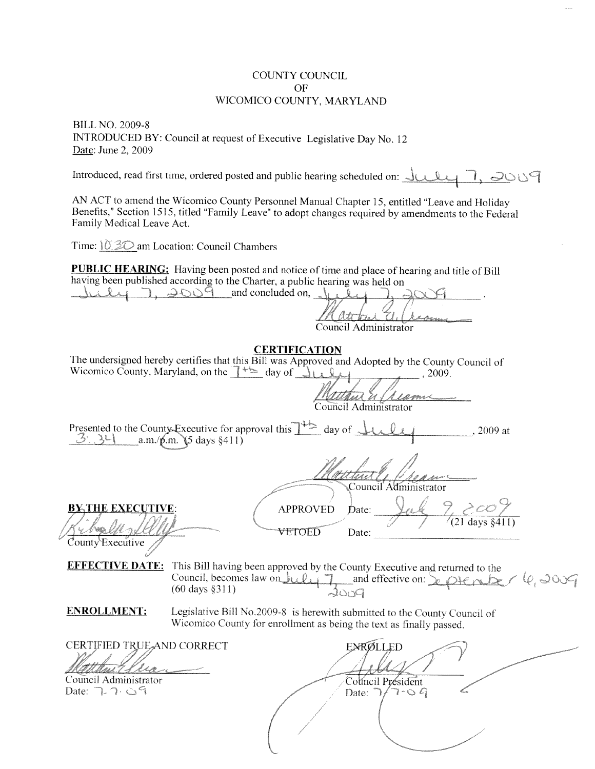COUNTY COUNCIL
OF
WICOMICO COUNTY, MARYLAND

BILL NO. 2009-8
INTRODUCED BY: Council at request of Executive Legislative Day No. 12
Date: June 2, 2009

Introduced, read first time, ordered posted and public hearing scheduled on: July 7, 2009

AN ACT to amend the Wicomico County Personnel Manual Chapter 15, entitled "Leave and Holiday Benefits," Section 1515, titled "Family Leave" to adopt changes required by amendments to the Federal Family Medical Leave Act.

Time: 10:30 am Location: Council Chambers

**PUBLIC HEARING:** Having been posted and notice of time and place of hearing and title of Bill having been published according to the Charter, a public hearing was held on July 7, 2009 and concluded on, July 7, 2009.

Council Administrator

**CERTIFICATION**

The undersigned hereby certifies that this Bill was Approved and Adopted by the County Council of Wicomico County, Maryland, on the 7th day of July, 2009.

Council Administrator

Presented to the County Executive for approval this 7th day of July, 2009 at 3:34 a.m./p.m. (5 days §411)

Council Administrator

**BY THE EXECUTIVE**:

County Executive

APPROVED Date: July 9, 2009 (21 days §411)

VETOED Date: \_\_\_\_\_\_\_\_\_\_

**EFFECTIVE DATE:** This Bill having been approved by the County Executive and returned to the Council, becomes law on July 7, 2009 and effective on: September 6, 2009 (60 days §311)

**ENROLLMENT:** Legislative Bill No.2009-8 is herewith submitted to the County Council of Wicomico County for enrollment as being the text as finally passed.

CERTIFIED TRUE AND CORRECT

Council Administrator
Date: 7-7-09

ENROLLED

Council President
Date: 7-7-09